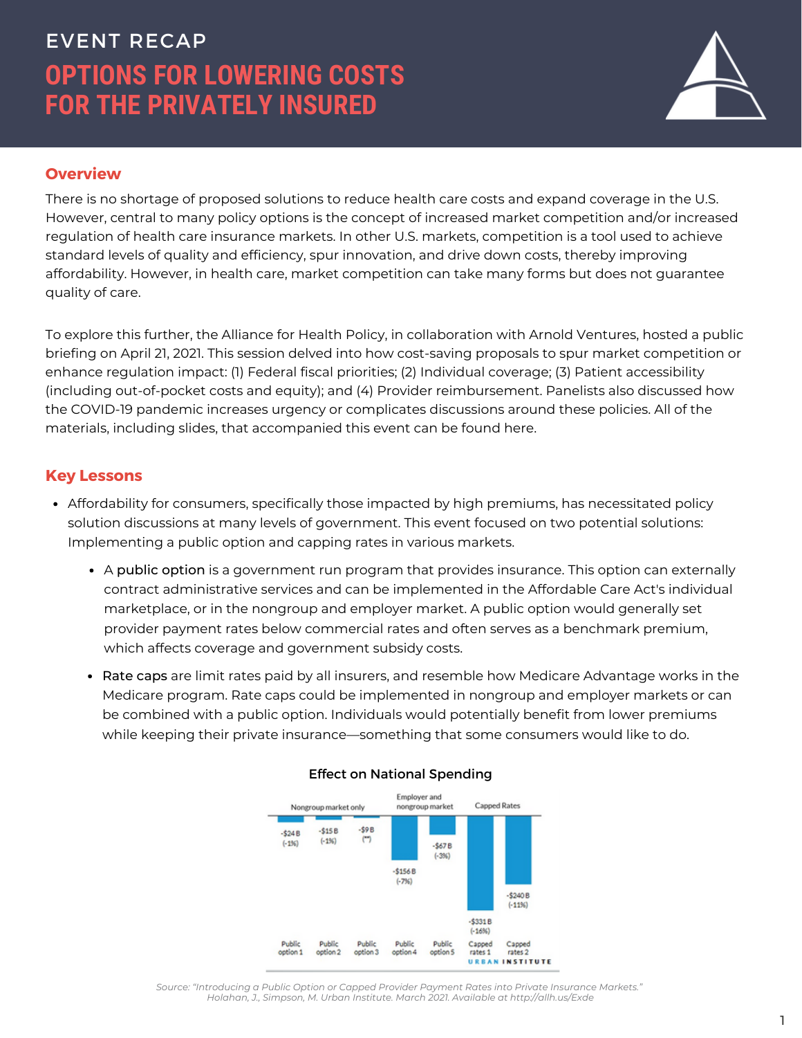# EVENT RECAP

# OPTIONS FOR LOWERING COSTS FOR THE PRIVATELY INSURED

## Overview

There is no shortage of proposed solutions to reduce health care costs and expand coverage in the U.S. However, central to many policy options is the concept of increased market competition and/or increased regulation of health care insurance markets. In other U.S. markets, competition is a tool used to achieve standard levels of quality and efficiency, spur innovation, and drive down costs, thereby improving affordability. However, in health care, market competition can take many forms but does not guarantee quality of care.

To explore this further, the Alliance for Health Policy, in collaboration with Arnold Ventures, hosted a public briefing on April 21, 2021. This session delved into how cost-saving proposals to spur market competition or enhance regulation impact: (1) Federal fiscal priorities; (2) Individual coverage; (3) Patient accessibility (including out-of-pocket costs and equity); and (4) Provider reimbursement. Panelists also discussed how the COVID-19 pandemic increases urgency or complicates discussions around these policies. All of the materials, including slides, that accompanied this event can be found here.

## Key Lessons

- Affordability for consumers, specifically those impacted by high premiums, has necessitated policy solution discussions at many levels of government. This event focused on two potential solutions: Implementing a public option and capping rates in various markets.
  - A public option is a government run program that provides insurance. This option can externally contract administrative services and can be implemented in the Affordable Care Act's individual marketplace, or in the nongroup and employer market. A public option would generally set provider payment rates below commercial rates and often serves as a benchmark premium, which affects coverage and government subsidy costs.
  - Rate caps are limit rates paid by all insurers, and resemble how Medicare Advantage works in the Medicare program. Rate caps could be implemented in nongroup and employer markets or can be combined with a public option. Individuals would potentially benefit from lower premiums while keeping their private insurance—something that some consumers would like to do.

**Effect on National Spending**

| | Nongroup market only | | | Employer and nongroup market | | Capped Rates | |
|---|---|---|---|---|---|---|---|
| | Public option 1 | Public option 2 | Public option 3 | Public option 4 | Public option 5 | Capped rates 1 | Capped rates 2 |
| Effect | -$24 B (-1%) | -$15 B (-1%) | -$9 B (**) | -$156 B (-7%) | -$67 B (-3%) | -$331 B (-16%) | -$240 B (-11%) |

URBAN INSTITUTE

*Source: "Introducing a Public Option or Capped Provider Payment Rates into Private Insurance Markets." Holahan, J., Simpson, M. Urban Institute. March 2021. Available at http://allh.us/Exde*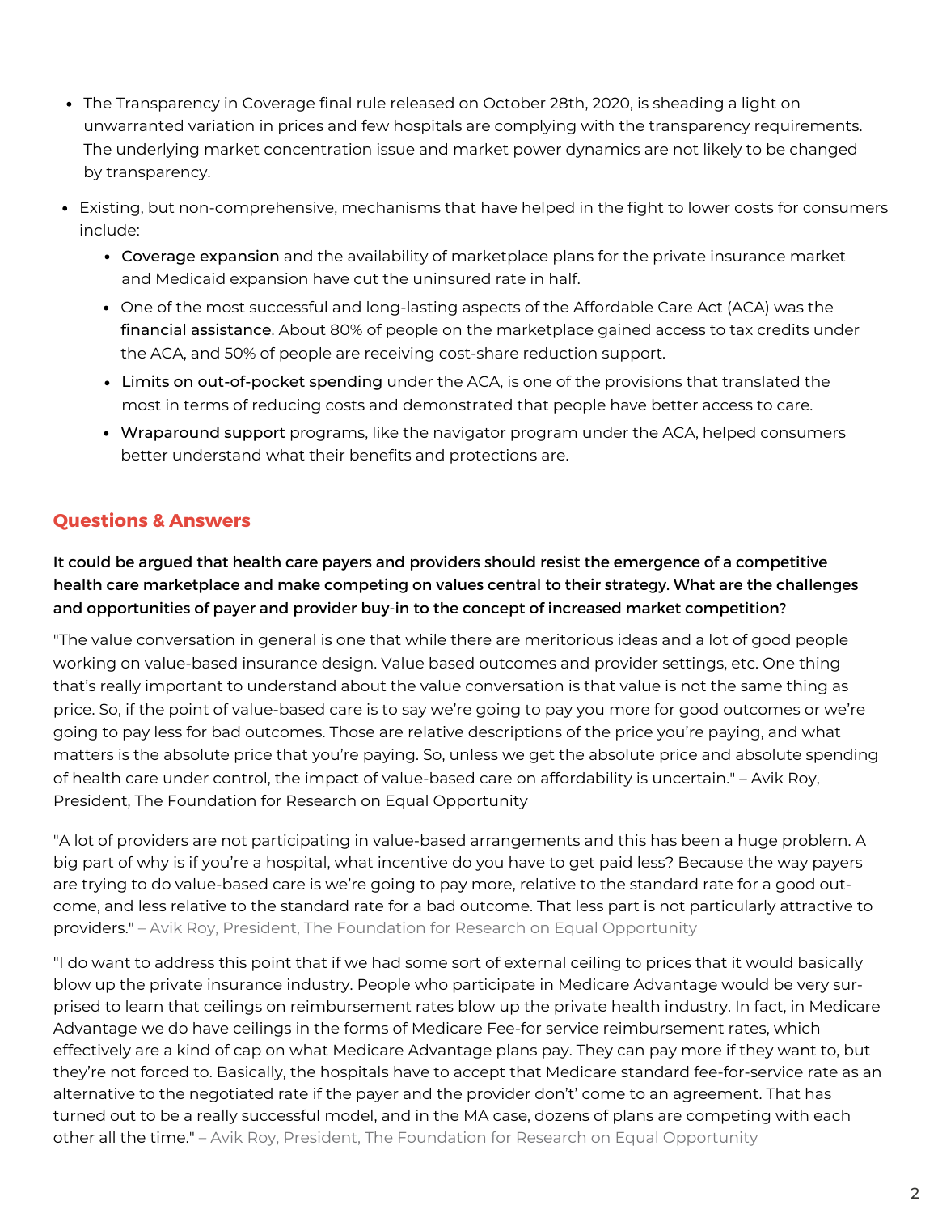- The Transparency in Coverage final rule released on October 28th, 2020, is sheading a light on unwarranted variation in prices and few hospitals are complying with the transparency requirements. The underlying market concentration issue and market power dynamics are not likely to be changed by transparency.
- Existing, but non-comprehensive, mechanisms that have helped in the fight to lower costs for consumers include:
  - Coverage expansion and the availability of marketplace plans for the private insurance market and Medicaid expansion have cut the uninsured rate in half.
  - One of the most successful and long-lasting aspects of the Affordable Care Act (ACA) was the financial assistance. About 80% of people on the marketplace gained access to tax credits under the ACA, and 50% of people are receiving cost-share reduction support.
  - Limits on out-of-pocket spending under the ACA, is one of the provisions that translated the most in terms of reducing costs and demonstrated that people have better access to care.
  - Wraparound support programs, like the navigator program under the ACA, helped consumers better understand what their benefits and protections are.

## Questions & Answers

**It could be argued that health care payers and providers should resist the emergence of a competitive health care marketplace and make competing on values central to their strategy. What are the challenges and opportunities of payer and provider buy-in to the concept of increased market competition?**

"The value conversation in general is one that while there are meritorious ideas and a lot of good people working on value-based insurance design. Value based outcomes and provider settings, etc. One thing that's really important to understand about the value conversation is that value is not the same thing as price. So, if the point of value-based care is to say we're going to pay you more for good outcomes or we're going to pay less for bad outcomes. Those are relative descriptions of the price you're paying, and what matters is the absolute price that you're paying. So, unless we get the absolute price and absolute spending of health care under control, the impact of value-based care on affordability is uncertain." – Avik Roy, President, The Foundation for Research on Equal Opportunity

"A lot of providers are not participating in value-based arrangements and this has been a huge problem. A big part of why is if you're a hospital, what incentive do you have to get paid less? Because the way payers are trying to do value-based care is we're going to pay more, relative to the standard rate for a good outcome, and less relative to the standard rate for a bad outcome. That less part is not particularly attractive to providers." – Avik Roy, President, The Foundation for Research on Equal Opportunity

"I do want to address this point that if we had some sort of external ceiling to prices that it would basically blow up the private insurance industry. People who participate in Medicare Advantage would be very surprised to learn that ceilings on reimbursement rates blow up the private health industry. In fact, in Medicare Advantage we do have ceilings in the forms of Medicare Fee-for service reimbursement rates, which effectively are a kind of cap on what Medicare Advantage plans pay. They can pay more if they want to, but they're not forced to. Basically, the hospitals have to accept that Medicare standard fee-for-service rate as an alternative to the negotiated rate if the payer and the provider don't' come to an agreement. That has turned out to be a really successful model, and in the MA case, dozens of plans are competing with each other all the time." – Avik Roy, President, The Foundation for Research on Equal Opportunity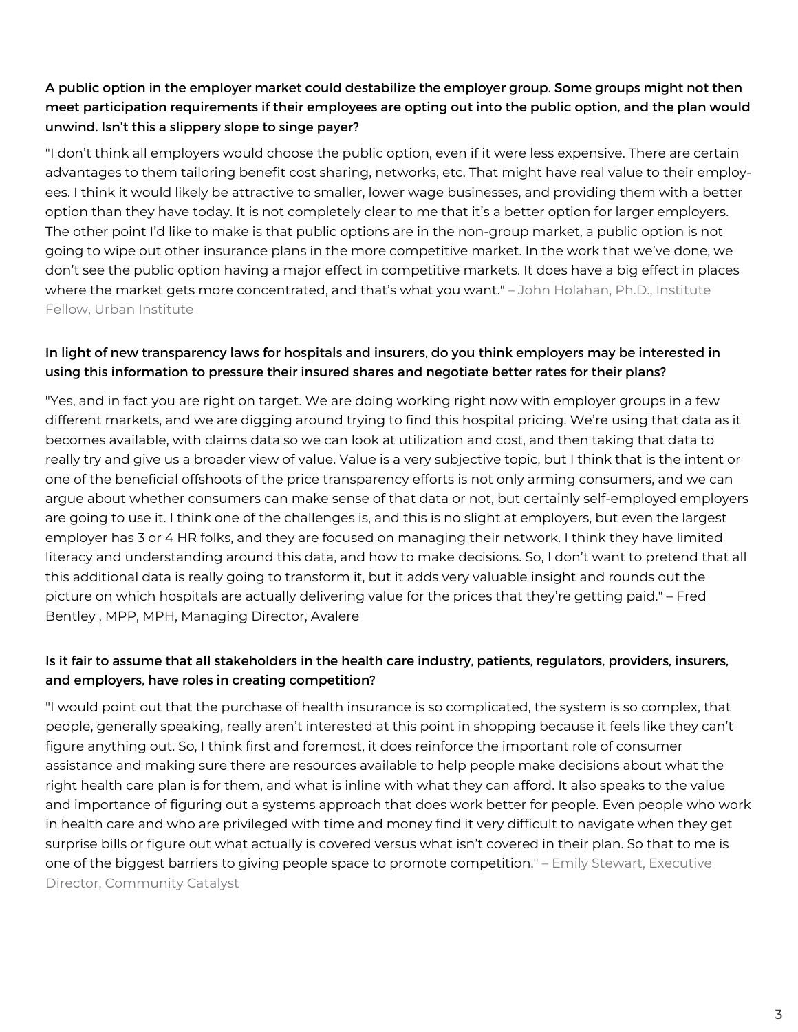**A public option in the employer market could destabilize the employer group. Some groups might not then meet participation requirements if their employees are opting out into the public option, and the plan would unwind. Isn't this a slippery slope to singe payer?**

"I don't think all employers would choose the public option, even if it were less expensive. There are certain advantages to them tailoring benefit cost sharing, networks, etc. That might have real value to their employees. I think it would likely be attractive to smaller, lower wage businesses, and providing them with a better option than they have today. It is not completely clear to me that it's a better option for larger employers. The other point I'd like to make is that public options are in the non-group market, a public option is not going to wipe out other insurance plans in the more competitive market. In the work that we've done, we don't see the public option having a major effect in competitive markets. It does have a big effect in places where the market gets more concentrated, and that's what you want." – John Holahan, Ph.D., Institute Fellow, Urban Institute

**In light of new transparency laws for hospitals and insurers, do you think employers may be interested in using this information to pressure their insured shares and negotiate better rates for their plans?**

"Yes, and in fact you are right on target. We are doing working right now with employer groups in a few different markets, and we are digging around trying to find this hospital pricing. We're using that data as it becomes available, with claims data so we can look at utilization and cost, and then taking that data to really try and give us a broader view of value. Value is a very subjective topic, but I think that is the intent or one of the beneficial offshoots of the price transparency efforts is not only arming consumers, and we can argue about whether consumers can make sense of that data or not, but certainly self-employed employers are going to use it. I think one of the challenges is, and this is no slight at employers, but even the largest employer has 3 or 4 HR folks, and they are focused on managing their network. I think they have limited literacy and understanding around this data, and how to make decisions. So, I don't want to pretend that all this additional data is really going to transform it, but it adds very valuable insight and rounds out the picture on which hospitals are actually delivering value for the prices that they're getting paid." – Fred Bentley , MPP, MPH, Managing Director, Avalere

**Is it fair to assume that all stakeholders in the health care industry, patients, regulators, providers, insurers, and employers, have roles in creating competition?**

"I would point out that the purchase of health insurance is so complicated, the system is so complex, that people, generally speaking, really aren't interested at this point in shopping because it feels like they can't figure anything out. So, I think first and foremost, it does reinforce the important role of consumer assistance and making sure there are resources available to help people make decisions about what the right health care plan is for them, and what is inline with what they can afford. It also speaks to the value and importance of figuring out a systems approach that does work better for people. Even people who work in health care and who are privileged with time and money find it very difficult to navigate when they get surprise bills or figure out what actually is covered versus what isn't covered in their plan. So that to me is one of the biggest barriers to giving people space to promote competition." – Emily Stewart, Executive Director, Community Catalyst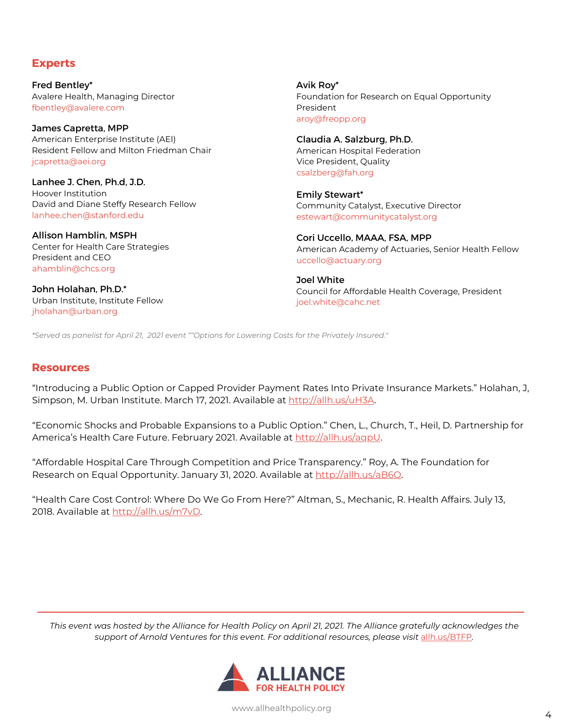## Experts

**Fred Bentley***
Avalere Health, Managing Director
fbentley@avalere.com

**James Capretta, MPP**
American Enterprise Institute (AEI)
Resident Fellow and Milton Friedman Chair
jcapretta@aei.org

**Lanhee J. Chen, Ph.d, J.D.**
Hoover Institution
David and Diane Steffy Research Fellow
lanhee.chen@stanford.edu

**Allison Hamblin, MSPH**
Center for Health Care Strategies
President and CEO
ahamblin@chcs.org

**John Holahan, Ph.D.***
Urban Institute, Institute Fellow
jholahan@urban.org

**Avik Roy***
Foundation for Research on Equal Opportunity
President
aroy@freopp.org

**Claudia A. Salzburg, Ph.D.**
American Hospital Federation
Vice President, Quality
csalzberg@fah.org

**Emily Stewart***
Community Catalyst, Executive Director
estewart@communitycatalyst.org

**Cori Uccello, MAAA, FSA, MPP**
American Academy of Actuaries, Senior Health Fellow
uccello@actuary.org

**Joel White**
Council for Affordable Health Coverage, President
joel.white@cahc.net

*\*Served as panelist for April 21, 2021 event ""Options for Lowering Costs for the Privately Insured."*

## Resources

"Introducing a Public Option or Capped Provider Payment Rates Into Private Insurance Markets." Holahan, J, Simpson, M. Urban Institute. March 17, 2021. Available at http://allh.us/uH3A.

"Economic Shocks and Probable Expansions to a Public Option." Chen, L., Church, T., Heil, D. Partnership for America's Health Care Future. February 2021. Available at http://allh.us/aqpU.

"Affordable Hospital Care Through Competition and Price Transparency." Roy, A. The Foundation for Research on Equal Opportunity. January 31, 2020. Available at http://allh.us/aB6Q.

"Health Care Cost Control: Where Do We Go From Here?" Altman, S., Mechanic, R. Health Affairs. July 13, 2018. Available at http://allh.us/m7vD.

*This event was hosted by the Alliance for Health Policy on April 21, 2021. The Alliance gratefully acknowledges the support of Arnold Ventures for this event. For additional resources, please visit allh.us/BTFP.*

ALLIANCE FOR HEALTH POLICY

www.allhealthpolicy.org